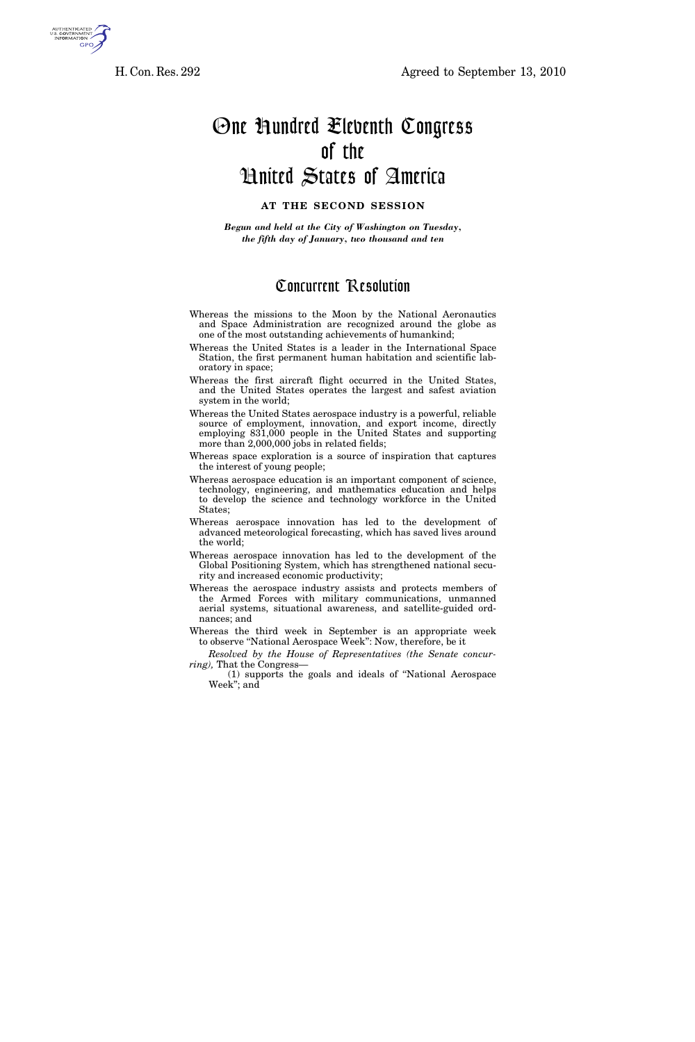H. Con. Res. 292 — Agreed to September 13, 2010

# One Hundred Eleventh Congress of the United States of America

**AT THE SECOND SESSION**

***Begun and held at the City of Washington on Tuesday, the fifth day of January, two thousand and ten***

## Concurrent Resolution

Whereas the missions to the Moon by the National Aeronautics and Space Administration are recognized around the globe as one of the most outstanding achievements of humankind;

Whereas the United States is a leader in the International Space Station, the first permanent human habitation and scientific laboratory in space;

Whereas the first aircraft flight occurred in the United States, and the United States operates the largest and safest aviation system in the world;

Whereas the United States aerospace industry is a powerful, reliable source of employment, innovation, and export income, directly employing 831,000 people in the United States and supporting more than 2,000,000 jobs in related fields;

Whereas space exploration is a source of inspiration that captures the interest of young people;

Whereas aerospace education is an important component of science, technology, engineering, and mathematics education and helps to develop the science and technology workforce in the United States;

Whereas aerospace innovation has led to the development of advanced meteorological forecasting, which has saved lives around the world;

Whereas aerospace innovation has led to the development of the Global Positioning System, which has strengthened national security and increased economic productivity;

Whereas the aerospace industry assists and protects members of the Armed Forces with military communications, unmanned aerial systems, situational awareness, and satellite-guided ordnances; and

Whereas the third week in September is an appropriate week to observe "National Aerospace Week": Now, therefore, be it

*Resolved by the House of Representatives (the Senate concurring),* That the Congress—

(1) supports the goals and ideals of "National Aerospace Week"; and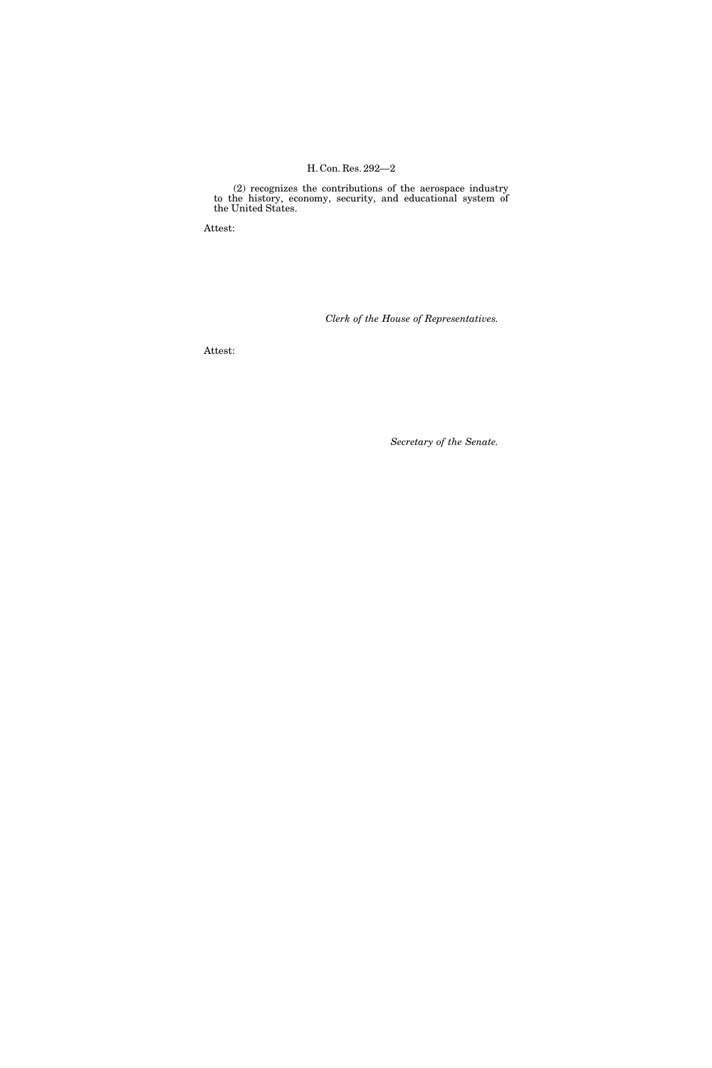(2) recognizes the contributions of the aerospace industry to the history, economy, security, and educational system of the United States.

Attest:

*Clerk of the House of Representatives.*

Attest:

*Secretary of the Senate.*